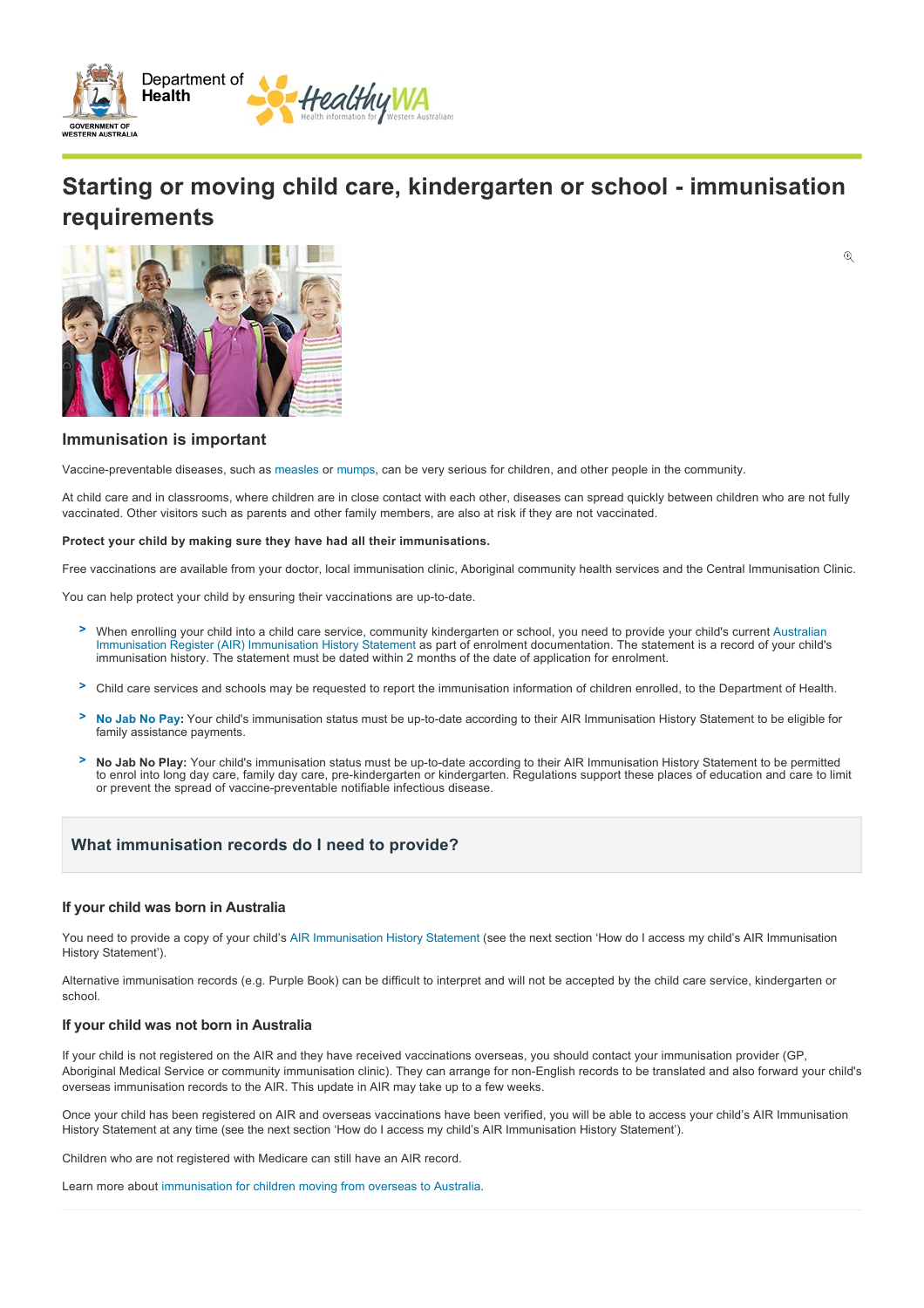# Starting or moving child care, kindergarten or school - immunisation requirements

## Immunisation is important

Vaccine-preventable diseases, such as measles or mumps, can be very serious for children, and other people in the community.

At child care and in classrooms, where children are in close contact with each other, diseases can spread quickly between children who are not fully vaccinated. Other visitors such as parents and other family members, are also at risk if they are not vaccinated.

**Protect your child by making sure they have had all their immunisations.**

Free vaccinations are available from your doctor, local immunisation clinic, Aboriginal community health services and the Central Immunisation Clinic.

You can help protect your child by ensuring their vaccinations are up-to-date.

- When enrolling your child into a child care service, community kindergarten or school, you need to provide your child's current Australian Immunisation Register (AIR) Immunisation History Statement as part of enrolment documentation. The statement is a record of your child's immunisation history. The statement must be dated within 2 months of the date of application for enrolment.
- Child care services and schools may be requested to report the immunisation information of children enrolled, to the Department of Health.
- **No Jab No Pay:** Your child's immunisation status must be up-to-date according to their AIR Immunisation History Statement to be eligible for family assistance payments.
- **No Jab No Play:** Your child's immunisation status must be up-to-date according to their AIR Immunisation History Statement to be permitted to enrol into long day care, family day care, pre-kindergarten or kindergarten. Regulations support these places of education and care to limit or prevent the spread of vaccine-preventable notifiable infectious disease.

## What immunisation records do I need to provide?

### If your child was born in Australia

You need to provide a copy of your child's AIR Immunisation History Statement (see the next section 'How do I access my child's AIR Immunisation History Statement').

Alternative immunisation records (e.g. Purple Book) can be difficult to interpret and will not be accepted by the child care service, kindergarten or school.

### If your child was not born in Australia

If your child is not registered on the AIR and they have received vaccinations overseas, you should contact your immunisation provider (GP, Aboriginal Medical Service or community immunisation clinic). They can arrange for non-English records to be translated and also forward your child's overseas immunisation records to the AIR. This update in AIR may take up to a few weeks.

Once your child has been registered on AIR and overseas vaccinations have been verified, you will be able to access your child's AIR Immunisation History Statement at any time (see the next section 'How do I access my child's AIR Immunisation History Statement').

Children who are not registered with Medicare can still have an AIR record.

Learn more about immunisation for children moving from overseas to Australia.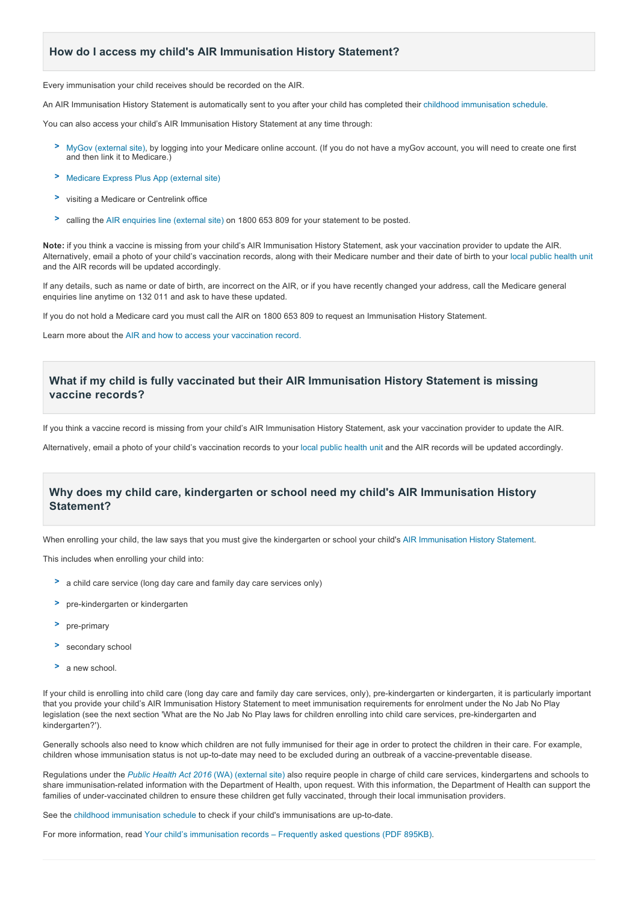## How do I access my child's AIR Immunisation History Statement?

Every immunisation your child receives should be recorded on the AIR.

An AIR Immunisation History Statement is automatically sent to you after your child has completed their childhood immunisation schedule.

You can also access your child's AIR Immunisation History Statement at any time through:

- MyGov (external site), by logging into your Medicare online account. (If you do not have a myGov account, you will need to create one first and then link it to Medicare.)
- Medicare Express Plus App (external site)
- visiting a Medicare or Centrelink office
- calling the AIR enquiries line (external site) on 1800 653 809 for your statement to be posted.

**Note:** if you think a vaccine is missing from your child's AIR Immunisation History Statement, ask your vaccination provider to update the AIR. Alternatively, email a photo of your child's vaccination records, along with their Medicare number and their date of birth to your local public health unit and the AIR records will be updated accordingly.

If any details, such as name or date of birth, are incorrect on the AIR, or if you have recently changed your address, call the Medicare general enquiries line anytime on 132 011 and ask to have these updated.

If you do not hold a Medicare card you must call the AIR on 1800 653 809 to request an Immunisation History Statement.

Learn more about the AIR and how to access your vaccination record.

## What if my child is fully vaccinated but their AIR Immunisation History Statement is missing vaccine records?

If you think a vaccine record is missing from your child's AIR Immunisation History Statement, ask your vaccination provider to update the AIR.

Alternatively, email a photo of your child's vaccination records to your local public health unit and the AIR records will be updated accordingly.

## Why does my child care, kindergarten or school need my child's AIR Immunisation History Statement?

When enrolling your child, the law says that you must give the kindergarten or school your child's AIR Immunisation History Statement.

This includes when enrolling your child into:

- a child care service (long day care and family day care services only)
- pre-kindergarten or kindergarten
- pre-primary
- secondary school
- a new school.

If your child is enrolling into child care (long day care and family day care services, only), pre-kindergarten or kindergarten, it is particularly important that you provide your child's AIR Immunisation History Statement to meet immunisation requirements for enrolment under the No Jab No Play legislation (see the next section 'What are the No Jab No Play laws for children enrolling into child care services, pre-kindergarten and kindergarten?').

Generally schools also need to know which children are not fully immunised for their age in order to protect the children in their care. For example, children whose immunisation status is not up-to-date may need to be excluded during an outbreak of a vaccine-preventable disease.

Regulations under the *Public Health Act 2016* (WA) (external site) also require people in charge of child care services, kindergartens and schools to share immunisation-related information with the Department of Health, upon request. With this information, the Department of Health can support the families of under-vaccinated children to ensure these children get fully vaccinated, through their local immunisation providers.

See the childhood immunisation schedule to check if your child's immunisations are up-to-date.

For more information, read Your child's immunisation records – Frequently asked questions (PDF 895KB).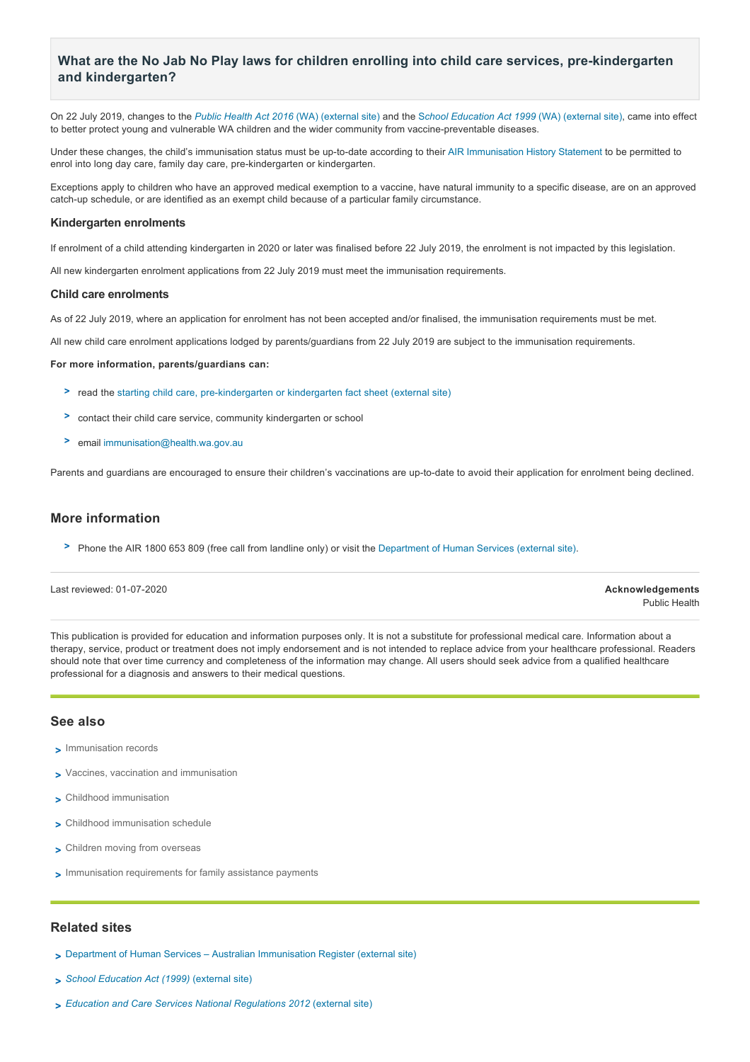### What are the No Jab No Play laws for children enrolling into child care services, pre-kindergarten and kindergarten?

On 22 July 2019, changes to the *Public Health Act 2016* (WA) (external site) and the *School Education Act 1999* (WA) (external site), came into effect to better protect young and vulnerable WA children and the wider community from vaccine-preventable diseases.

Under these changes, the child's immunisation status must be up-to-date according to their AIR Immunisation History Statement to be permitted to enrol into long day care, family day care, pre-kindergarten or kindergarten.

Exceptions apply to children who have an approved medical exemption to a vaccine, have natural immunity to a specific disease, are on an approved catch-up schedule, or are identified as an exempt child because of a particular family circumstance.

#### Kindergarten enrolments

If enrolment of a child attending kindergarten in 2020 or later was finalised before 22 July 2019, the enrolment is not impacted by this legislation.

All new kindergarten enrolment applications from 22 July 2019 must meet the immunisation requirements.

#### Child care enrolments

As of 22 July 2019, where an application for enrolment has not been accepted and/or finalised, the immunisation requirements must be met.

All new child care enrolment applications lodged by parents/guardians from 22 July 2019 are subject to the immunisation requirements.

**For more information, parents/guardians can:**

- read the starting child care, pre-kindergarten or kindergarten fact sheet (external site)
- contact their child care service, community kindergarten or school
- email immunisation@health.wa.gov.au

Parents and guardians are encouraged to ensure their children's vaccinations are up-to-date to avoid their application for enrolment being declined.

## More information

- Phone the AIR 1800 653 809 (free call from landline only) or visit the Department of Human Services (external site).

Last reviewed: 01-07-2020

**Acknowledgements**
Public Health

This publication is provided for education and information purposes only. It is not a substitute for professional medical care. Information about a therapy, service, product or treatment does not imply endorsement and is not intended to replace advice from your healthcare professional. Readers should note that over time currency and completeness of the information may change. All users should seek advice from a qualified healthcare professional for a diagnosis and answers to their medical questions.

## See also

- Immunisation records
- Vaccines, vaccination and immunisation
- Childhood immunisation
- Childhood immunisation schedule
- Children moving from overseas
- Immunisation requirements for family assistance payments

## Related sites

- Department of Human Services – Australian Immunisation Register (external site)
- *School Education Act (1999)* (external site)
- *Education and Care Services National Regulations 2012* (external site)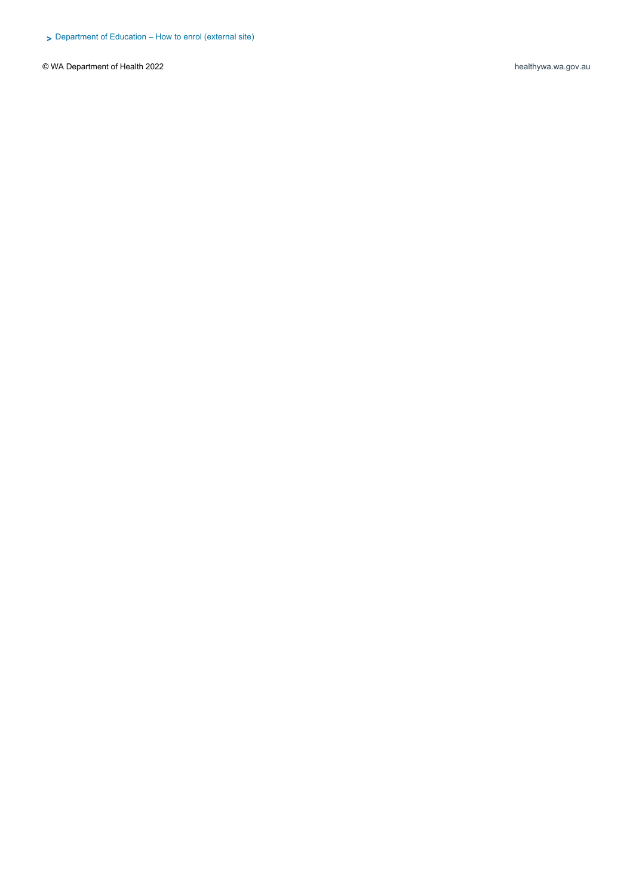- Department of Education – How to enrol (external site)

© WA Department of Health 2022

healthywa.wa.gov.au